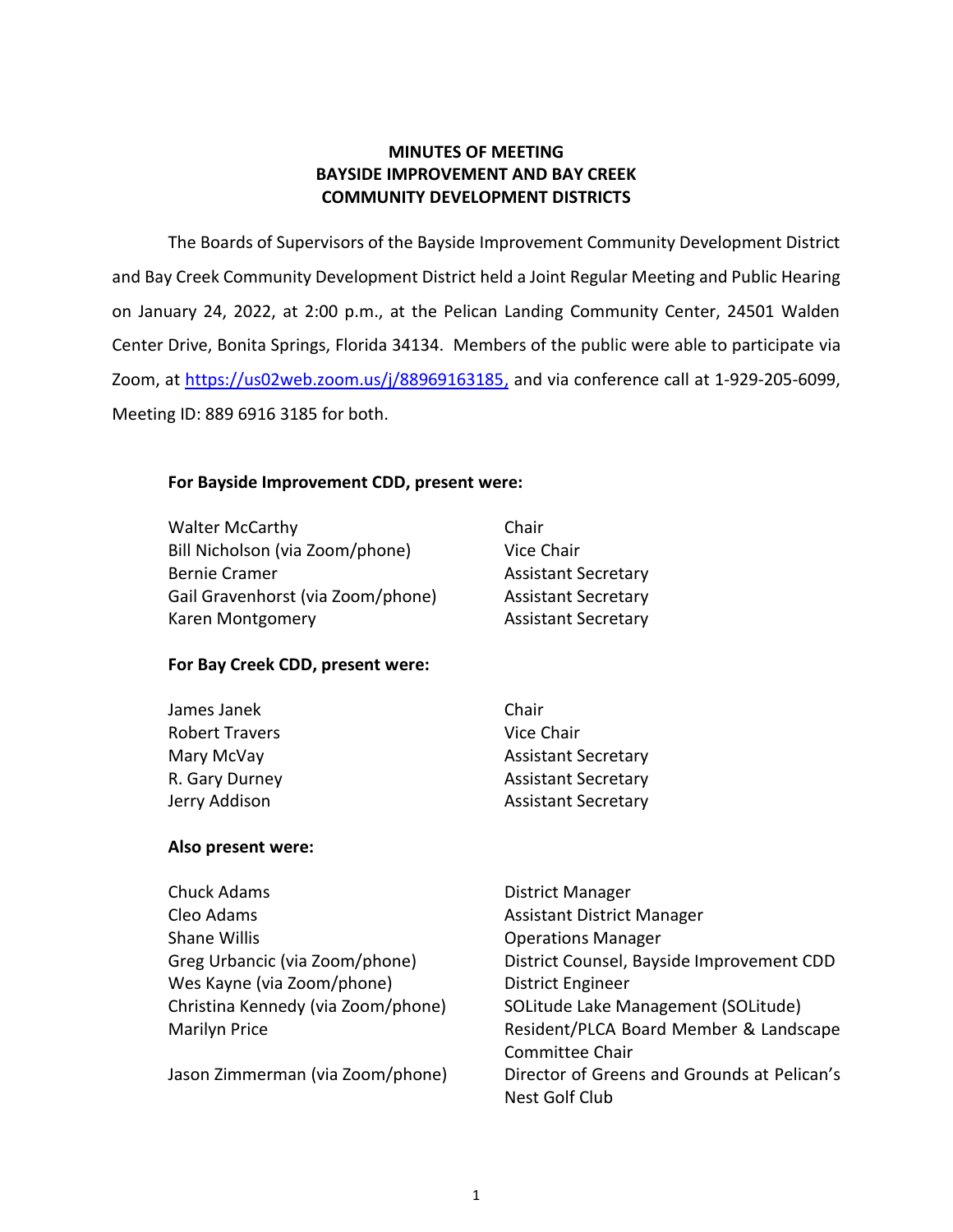# MINUTES OF MEETING
# BAYSIDE IMPROVEMENT AND BAY CREEK COMMUNITY DEVELOPMENT DISTRICTS

The Boards of Supervisors of the Bayside Improvement Community Development District and Bay Creek Community Development District held a Joint Regular Meeting and Public Hearing on January 24, 2022, at 2:00 p.m., at the Pelican Landing Community Center, 24501 Walden Center Drive, Bonita Springs, Florida 34134. Members of the public were able to participate via Zoom, at https://us02web.zoom.us/j/88969163185, and via conference call at 1-929-205-6099, Meeting ID: 889 6916 3185 for both.

**For Bayside Improvement CDD, present were:**

| | |
|---|---|
| Walter McCarthy | Chair |
| Bill Nicholson (via Zoom/phone) | Vice Chair |
| Bernie Cramer | Assistant Secretary |
| Gail Gravenhorst (via Zoom/phone) | Assistant Secretary |
| Karen Montgomery | Assistant Secretary |

**For Bay Creek CDD, present were:**

| | |
|---|---|
| James Janek | Chair |
| Robert Travers | Vice Chair |
| Mary McVay | Assistant Secretary |
| R. Gary Durney | Assistant Secretary |
| Jerry Addison | Assistant Secretary |

**Also present were:**

| | |
|---|---|
| Chuck Adams | District Manager |
| Cleo Adams | Assistant District Manager |
| Shane Willis | Operations Manager |
| Greg Urbancic (via Zoom/phone) | District Counsel, Bayside Improvement CDD |
| Wes Kayne (via Zoom/phone) | District Engineer |
| Christina Kennedy (via Zoom/phone) | SOLitude Lake Management (SOLitude) |
| Marilyn Price | Resident/PLCA Board Member & Landscape Committee Chair |
| Jason Zimmerman (via Zoom/phone) | Director of Greens and Grounds at Pelican's Nest Golf Club |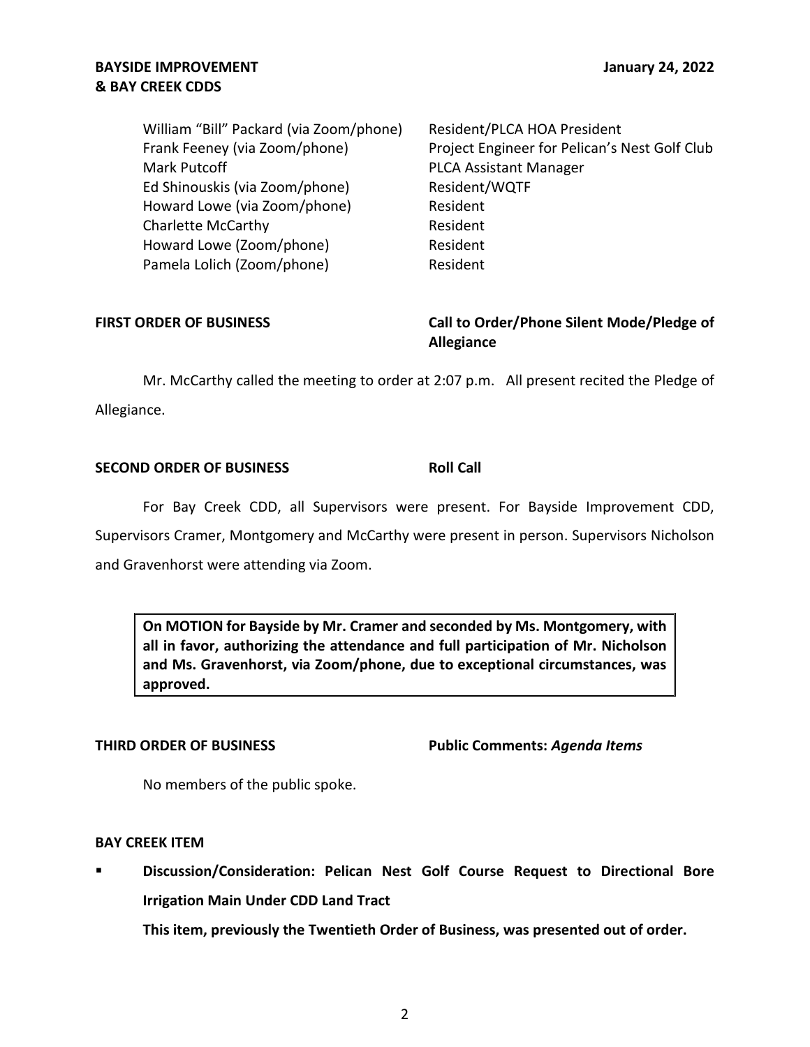| | |
|---|---|
| William "Bill" Packard (via Zoom/phone) | Resident/PLCA HOA President |
| Frank Feeney (via Zoom/phone) | Project Engineer for Pelican's Nest Golf Club |
| Mark Putcoff | PLCA Assistant Manager |
| Ed Shinouskis (via Zoom/phone) | Resident/WQTF |
| Howard Lowe (via Zoom/phone) | Resident |
| Charlette McCarthy | Resident |
| Howard Lowe (Zoom/phone) | Resident |
| Pamela Lolich (Zoom/phone) | Resident |

**FIRST ORDER OF BUSINESS** **Call to Order/Phone Silent Mode/Pledge of Allegiance**

Mr. McCarthy called the meeting to order at 2:07 p.m. All present recited the Pledge of Allegiance.

**SECOND ORDER OF BUSINESS** **Roll Call**

For Bay Creek CDD, all Supervisors were present. For Bayside Improvement CDD, Supervisors Cramer, Montgomery and McCarthy were present in person. Supervisors Nicholson and Gravenhorst were attending via Zoom.

> **On MOTION for Bayside by Mr. Cramer and seconded by Ms. Montgomery, with all in favor, authorizing the attendance and full participation of Mr. Nicholson and Ms. Gravenhorst, via Zoom/phone, due to exceptional circumstances, was approved.**

**THIRD ORDER OF BUSINESS** **Public Comments: *Agenda Items***

No members of the public spoke.

**BAY CREEK ITEM**

- **Discussion/Consideration: Pelican Nest Golf Course Request to Directional Bore Irrigation Main Under CDD Land Tract**

  **This item, previously the Twentieth Order of Business, was presented out of order.**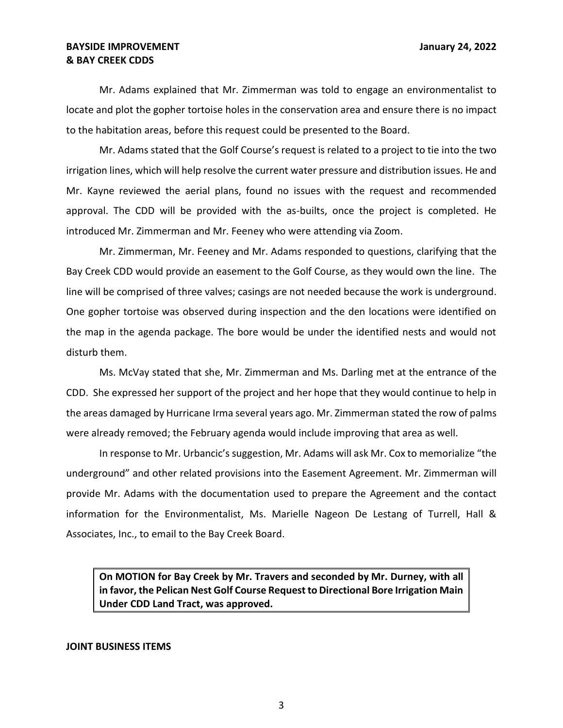Mr. Adams explained that Mr. Zimmerman was told to engage an environmentalist to locate and plot the gopher tortoise holes in the conservation area and ensure there is no impact to the habitation areas, before this request could be presented to the Board.

Mr. Adams stated that the Golf Course's request is related to a project to tie into the two irrigation lines, which will help resolve the current water pressure and distribution issues. He and Mr. Kayne reviewed the aerial plans, found no issues with the request and recommended approval. The CDD will be provided with the as-builts, once the project is completed. He introduced Mr. Zimmerman and Mr. Feeney who were attending via Zoom.

Mr. Zimmerman, Mr. Feeney and Mr. Adams responded to questions, clarifying that the Bay Creek CDD would provide an easement to the Golf Course, as they would own the line. The line will be comprised of three valves; casings are not needed because the work is underground. One gopher tortoise was observed during inspection and the den locations were identified on the map in the agenda package. The bore would be under the identified nests and would not disturb them.

Ms. McVay stated that she, Mr. Zimmerman and Ms. Darling met at the entrance of the CDD. She expressed her support of the project and her hope that they would continue to help in the areas damaged by Hurricane Irma several years ago. Mr. Zimmerman stated the row of palms were already removed; the February agenda would include improving that area as well.

In response to Mr. Urbancic's suggestion, Mr. Adams will ask Mr. Cox to memorialize "the underground" and other related provisions into the Easement Agreement. Mr. Zimmerman will provide Mr. Adams with the documentation used to prepare the Agreement and the contact information for the Environmentalist, Ms. Marielle Nageon De Lestang of Turrell, Hall & Associates, Inc., to email to the Bay Creek Board.

> **On MOTION for Bay Creek by Mr. Travers and seconded by Mr. Durney, with all in favor, the Pelican Nest Golf Course Request to Directional Bore Irrigation Main Under CDD Land Tract, was approved.**

**JOINT BUSINESS ITEMS**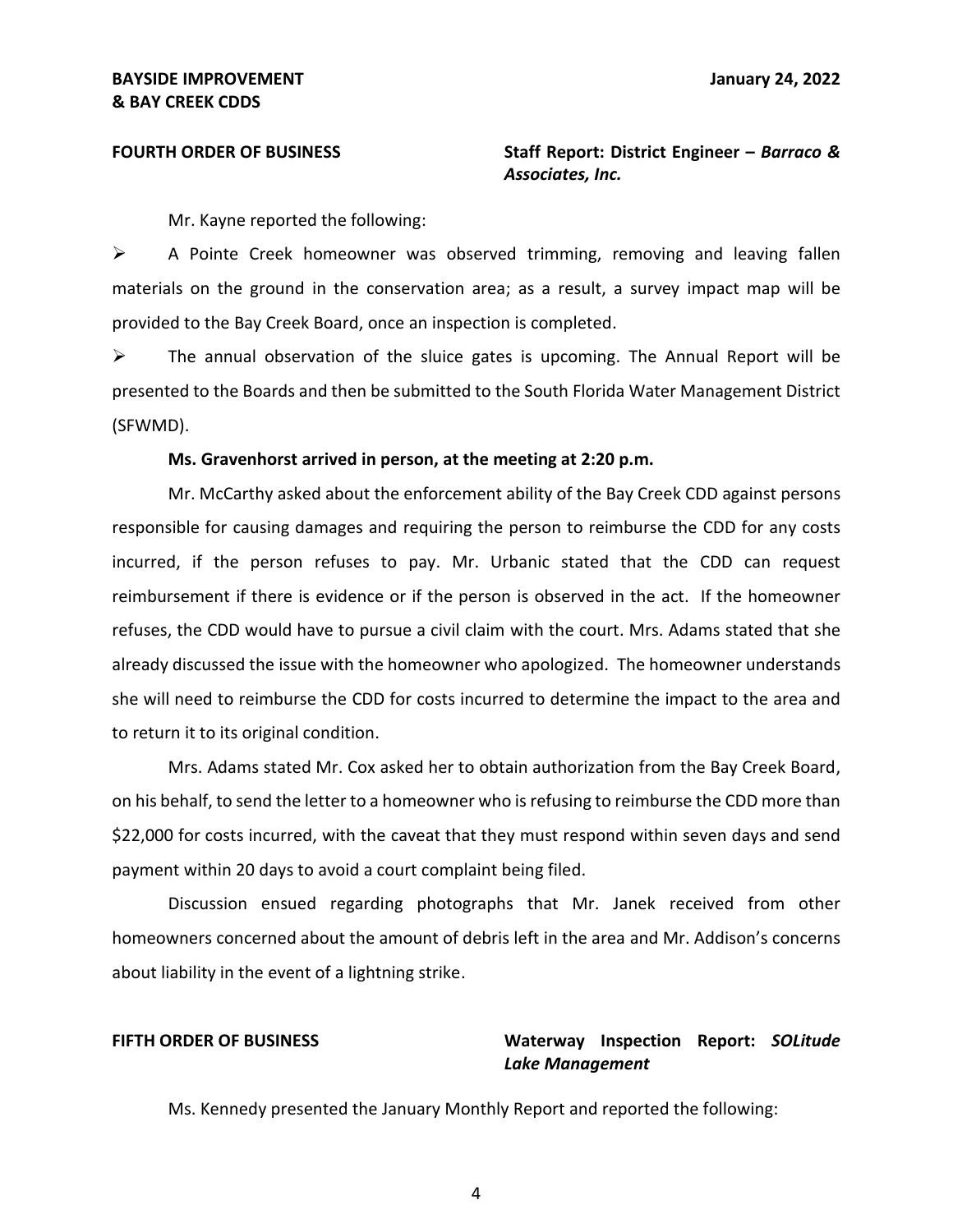**FOURTH ORDER OF BUSINESS** **Staff Report: District Engineer – *Barraco & Associates, Inc.***

Mr. Kayne reported the following:

- A Pointe Creek homeowner was observed trimming, removing and leaving fallen materials on the ground in the conservation area; as a result, a survey impact map will be provided to the Bay Creek Board, once an inspection is completed.
- The annual observation of the sluice gates is upcoming. The Annual Report will be presented to the Boards and then be submitted to the South Florida Water Management District (SFWMD).

**Ms. Gravenhorst arrived in person, at the meeting at 2:20 p.m.**

Mr. McCarthy asked about the enforcement ability of the Bay Creek CDD against persons responsible for causing damages and requiring the person to reimburse the CDD for any costs incurred, if the person refuses to pay. Mr. Urbanic stated that the CDD can request reimbursement if there is evidence or if the person is observed in the act. If the homeowner refuses, the CDD would have to pursue a civil claim with the court. Mrs. Adams stated that she already discussed the issue with the homeowner who apologized. The homeowner understands she will need to reimburse the CDD for costs incurred to determine the impact to the area and to return it to its original condition.

Mrs. Adams stated Mr. Cox asked her to obtain authorization from the Bay Creek Board, on his behalf, to send the letter to a homeowner who is refusing to reimburse the CDD more than $22,000 for costs incurred, with the caveat that they must respond within seven days and send payment within 20 days to avoid a court complaint being filed.

Discussion ensued regarding photographs that Mr. Janek received from other homeowners concerned about the amount of debris left in the area and Mr. Addison's concerns about liability in the event of a lightning strike.

**FIFTH ORDER OF BUSINESS** **Waterway Inspection Report: *SOLitude Lake Management***

Ms. Kennedy presented the January Monthly Report and reported the following: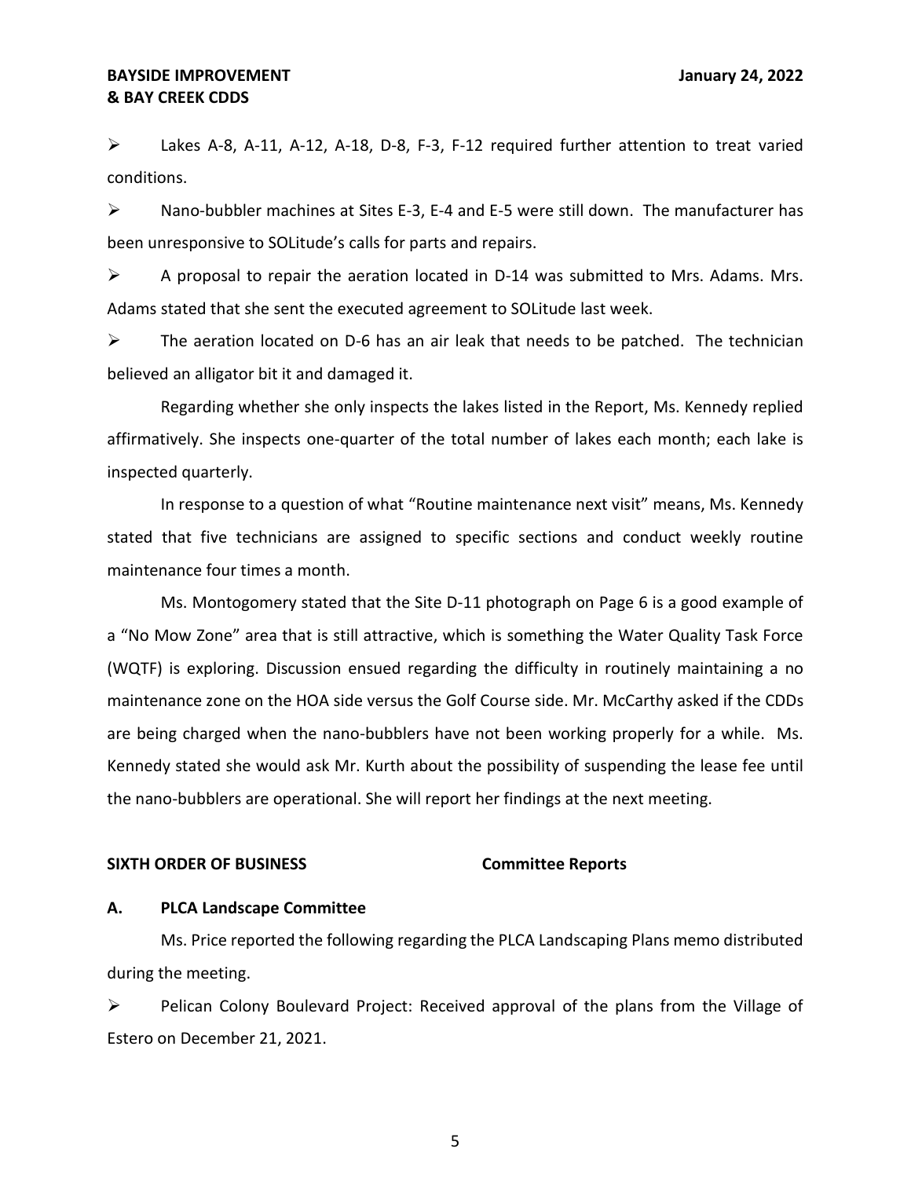- Lakes A-8, A-11, A-12, A-18, D-8, F-3, F-12 required further attention to treat varied conditions.
- Nano-bubbler machines at Sites E-3, E-4 and E-5 were still down. The manufacturer has been unresponsive to SOLitude's calls for parts and repairs.
- A proposal to repair the aeration located in D-14 was submitted to Mrs. Adams. Mrs. Adams stated that she sent the executed agreement to SOLitude last week.
- The aeration located on D-6 has an air leak that needs to be patched. The technician believed an alligator bit it and damaged it.

Regarding whether she only inspects the lakes listed in the Report, Ms. Kennedy replied affirmatively. She inspects one-quarter of the total number of lakes each month; each lake is inspected quarterly.

In response to a question of what "Routine maintenance next visit" means, Ms. Kennedy stated that five technicians are assigned to specific sections and conduct weekly routine maintenance four times a month.

Ms. Montogomery stated that the Site D-11 photograph on Page 6 is a good example of a "No Mow Zone" area that is still attractive, which is something the Water Quality Task Force (WQTF) is exploring. Discussion ensued regarding the difficulty in routinely maintaining a no maintenance zone on the HOA side versus the Golf Course side. Mr. McCarthy asked if the CDDs are being charged when the nano-bubblers have not been working properly for a while. Ms. Kennedy stated she would ask Mr. Kurth about the possibility of suspending the lease fee until the nano-bubblers are operational. She will report her findings at the next meeting.

**SIXTH ORDER OF BUSINESS** **Committee Reports**

**A. PLCA Landscape Committee**

Ms. Price reported the following regarding the PLCA Landscaping Plans memo distributed during the meeting.

- Pelican Colony Boulevard Project: Received approval of the plans from the Village of Estero on December 21, 2021.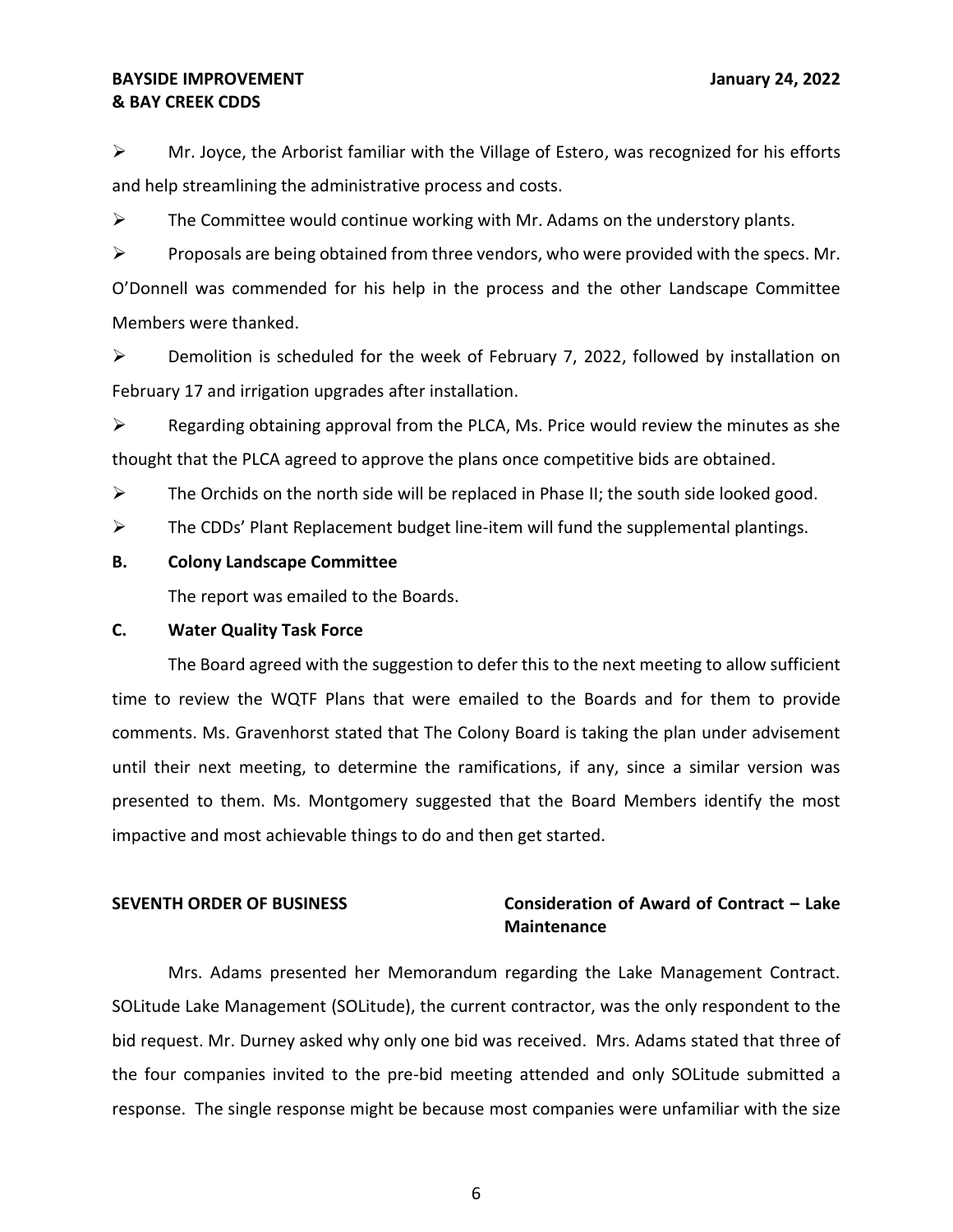- Mr. Joyce, the Arborist familiar with the Village of Estero, was recognized for his efforts and help streamlining the administrative process and costs.
- The Committee would continue working with Mr. Adams on the understory plants.
- Proposals are being obtained from three vendors, who were provided with the specs. Mr. O'Donnell was commended for his help in the process and the other Landscape Committee Members were thanked.
- Demolition is scheduled for the week of February 7, 2022, followed by installation on February 17 and irrigation upgrades after installation.
- Regarding obtaining approval from the PLCA, Ms. Price would review the minutes as she thought that the PLCA agreed to approve the plans once competitive bids are obtained.
- The Orchids on the north side will be replaced in Phase II; the south side looked good.
- The CDDs' Plant Replacement budget line-item will fund the supplemental plantings.

**B. Colony Landscape Committee**

The report was emailed to the Boards.

**C. Water Quality Task Force**

The Board agreed with the suggestion to defer this to the next meeting to allow sufficient time to review the WQTF Plans that were emailed to the Boards and for them to provide comments. Ms. Gravenhorst stated that The Colony Board is taking the plan under advisement until their next meeting, to determine the ramifications, if any, since a similar version was presented to them. Ms. Montgomery suggested that the Board Members identify the most impactive and most achievable things to do and then get started.

**SEVENTH ORDER OF BUSINESS** **Consideration of Award of Contract – Lake Maintenance**

Mrs. Adams presented her Memorandum regarding the Lake Management Contract. SOLitude Lake Management (SOLitude), the current contractor, was the only respondent to the bid request. Mr. Durney asked why only one bid was received. Mrs. Adams stated that three of the four companies invited to the pre-bid meeting attended and only SOLitude submitted a response. The single response might be because most companies were unfamiliar with the size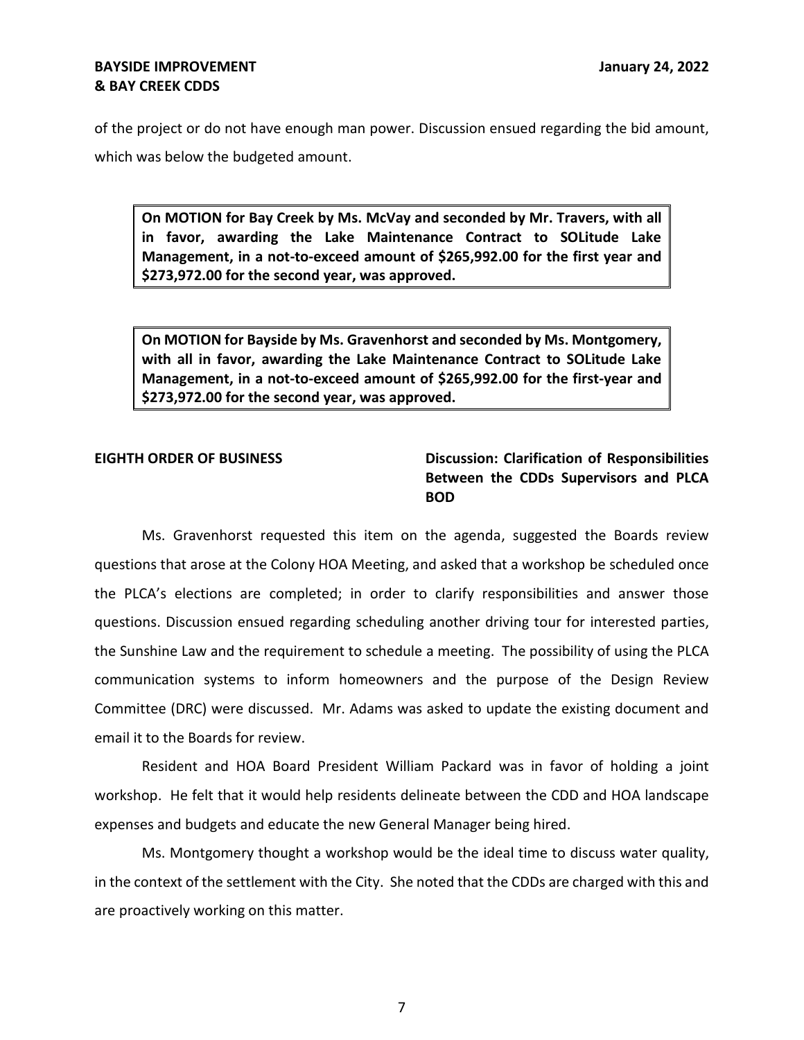of the project or do not have enough man power. Discussion ensued regarding the bid amount, which was below the budgeted amount.

> **On MOTION for Bay Creek by Ms. McVay and seconded by Mr. Travers, with all in favor, awarding the Lake Maintenance Contract to SOLitude Lake Management, in a not-to-exceed amount of $265,992.00 for the first year and $273,972.00 for the second year, was approved.**

> **On MOTION for Bayside by Ms. Gravenhorst and seconded by Ms. Montgomery, with all in favor, awarding the Lake Maintenance Contract to SOLitude Lake Management, in a not-to-exceed amount of $265,992.00 for the first-year and $273,972.00 for the second year, was approved.**

**EIGHTH ORDER OF BUSINESS** **Discussion: Clarification of Responsibilities Between the CDDs Supervisors and PLCA BOD**

Ms. Gravenhorst requested this item on the agenda, suggested the Boards review questions that arose at the Colony HOA Meeting, and asked that a workshop be scheduled once the PLCA's elections are completed; in order to clarify responsibilities and answer those questions. Discussion ensued regarding scheduling another driving tour for interested parties, the Sunshine Law and the requirement to schedule a meeting. The possibility of using the PLCA communication systems to inform homeowners and the purpose of the Design Review Committee (DRC) were discussed. Mr. Adams was asked to update the existing document and email it to the Boards for review.

Resident and HOA Board President William Packard was in favor of holding a joint workshop. He felt that it would help residents delineate between the CDD and HOA landscape expenses and budgets and educate the new General Manager being hired.

Ms. Montgomery thought a workshop would be the ideal time to discuss water quality, in the context of the settlement with the City. She noted that the CDDs are charged with this and are proactively working on this matter.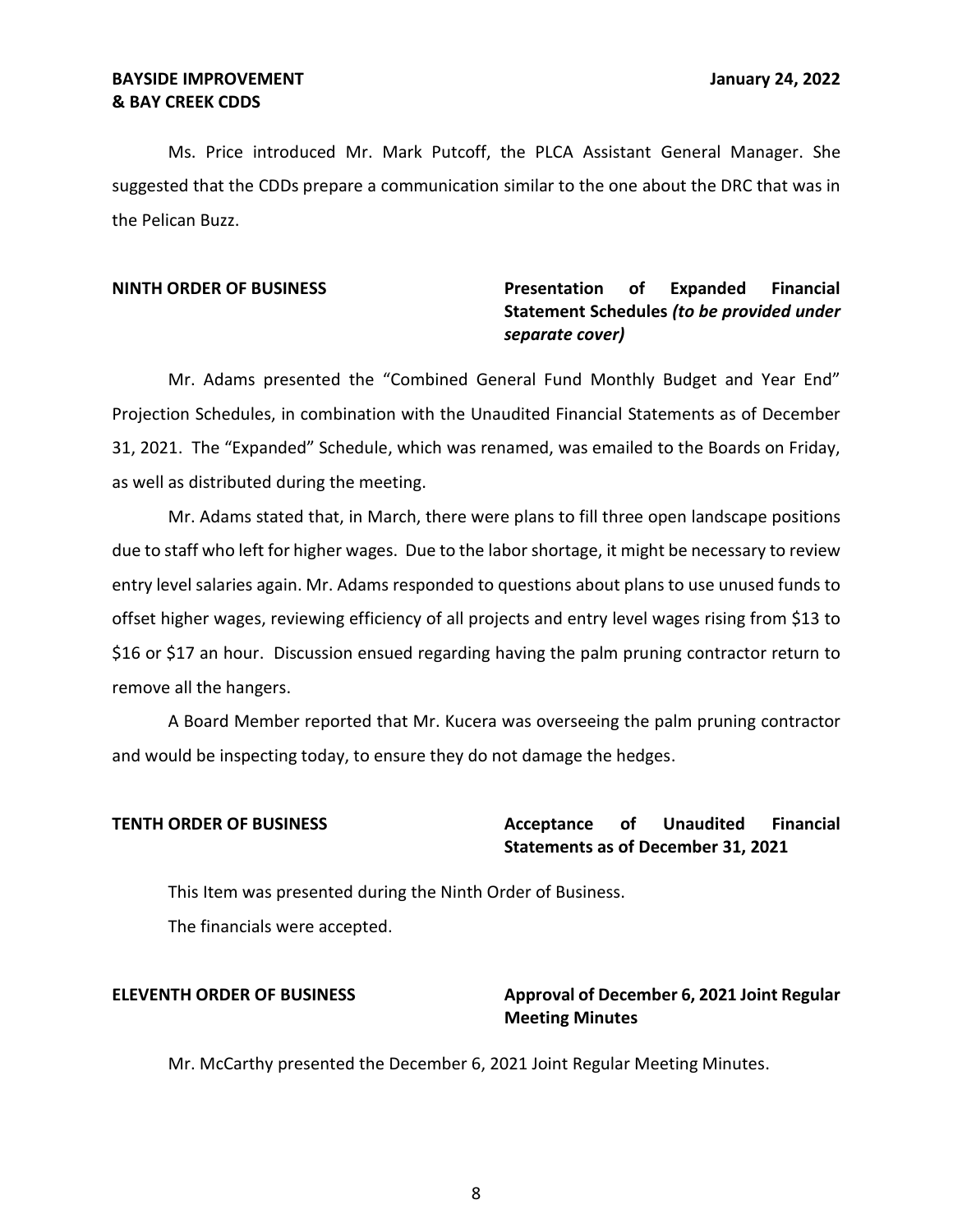Ms. Price introduced Mr. Mark Putcoff, the PLCA Assistant General Manager. She suggested that the CDDs prepare a communication similar to the one about the DRC that was in the Pelican Buzz.

**NINTH ORDER OF BUSINESS** **Presentation of Expanded Financial Statement Schedules *(to be provided under separate cover)***

Mr. Adams presented the "Combined General Fund Monthly Budget and Year End" Projection Schedules, in combination with the Unaudited Financial Statements as of December 31, 2021. The "Expanded" Schedule, which was renamed, was emailed to the Boards on Friday, as well as distributed during the meeting.

Mr. Adams stated that, in March, there were plans to fill three open landscape positions due to staff who left for higher wages. Due to the labor shortage, it might be necessary to review entry level salaries again. Mr. Adams responded to questions about plans to use unused funds to offset higher wages, reviewing efficiency of all projects and entry level wages rising from $13 to $16 or $17 an hour. Discussion ensued regarding having the palm pruning contractor return to remove all the hangers.

A Board Member reported that Mr. Kucera was overseeing the palm pruning contractor and would be inspecting today, to ensure they do not damage the hedges.

**TENTH ORDER OF BUSINESS** **Acceptance of Unaudited Financial Statements as of December 31, 2021**

This Item was presented during the Ninth Order of Business.

The financials were accepted.

**ELEVENTH ORDER OF BUSINESS** **Approval of December 6, 2021 Joint Regular Meeting Minutes**

Mr. McCarthy presented the December 6, 2021 Joint Regular Meeting Minutes.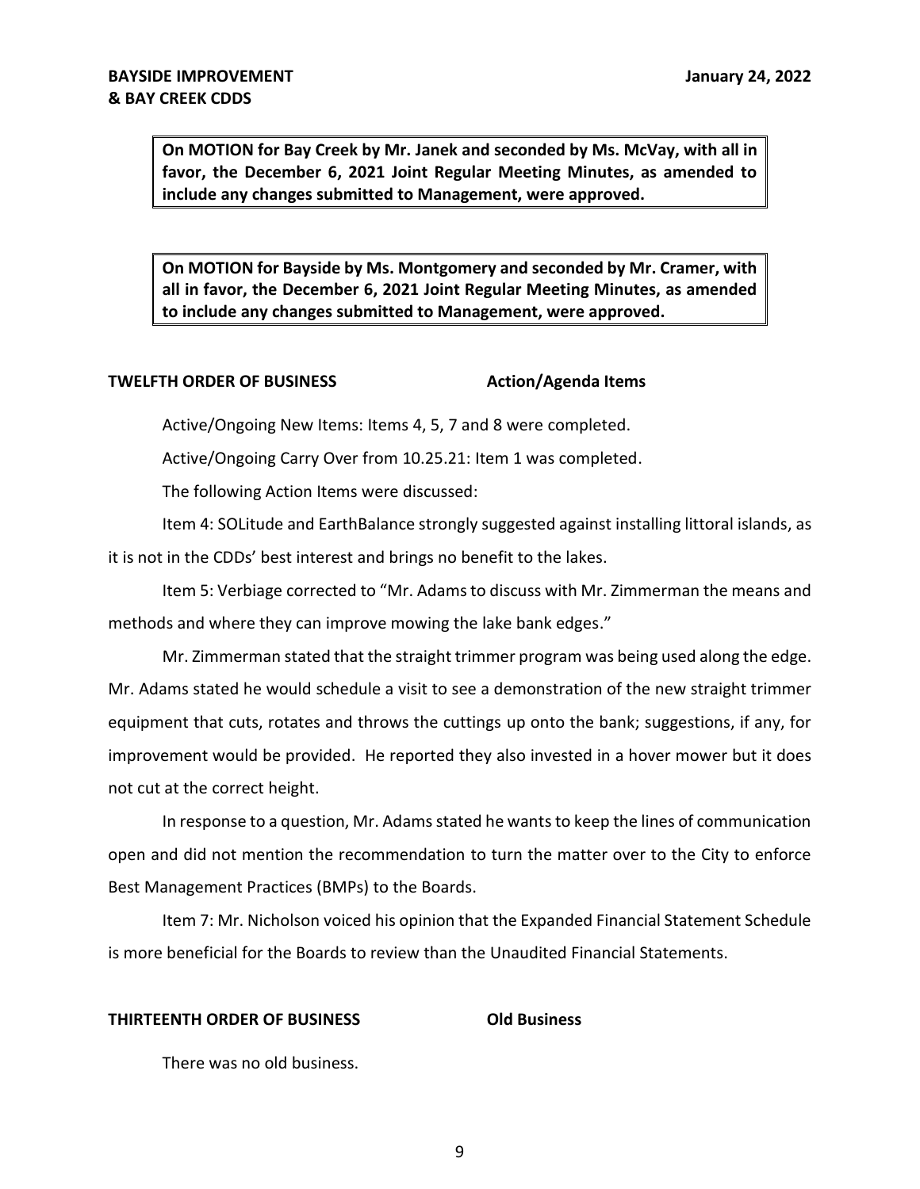**On MOTION for Bay Creek by Mr. Janek and seconded by Ms. McVay, with all in favor, the December 6, 2021 Joint Regular Meeting Minutes, as amended to include any changes submitted to Management, were approved.**

**On MOTION for Bayside by Ms. Montgomery and seconded by Mr. Cramer, with all in favor, the December 6, 2021 Joint Regular Meeting Minutes, as amended to include any changes submitted to Management, were approved.**

**TWELFTH ORDER OF BUSINESS Action/Agenda Items**

Active/Ongoing New Items: Items 4, 5, 7 and 8 were completed.

Active/Ongoing Carry Over from 10.25.21: Item 1 was completed.

The following Action Items were discussed:

Item 4: SOLitude and EarthBalance strongly suggested against installing littoral islands, as it is not in the CDDs' best interest and brings no benefit to the lakes.

Item 5: Verbiage corrected to "Mr. Adams to discuss with Mr. Zimmerman the means and methods and where they can improve mowing the lake bank edges."

Mr. Zimmerman stated that the straight trimmer program was being used along the edge. Mr. Adams stated he would schedule a visit to see a demonstration of the new straight trimmer equipment that cuts, rotates and throws the cuttings up onto the bank; suggestions, if any, for improvement would be provided. He reported they also invested in a hover mower but it does not cut at the correct height.

In response to a question, Mr. Adams stated he wants to keep the lines of communication open and did not mention the recommendation to turn the matter over to the City to enforce Best Management Practices (BMPs) to the Boards.

Item 7: Mr. Nicholson voiced his opinion that the Expanded Financial Statement Schedule is more beneficial for the Boards to review than the Unaudited Financial Statements.

**THIRTEENTH ORDER OF BUSINESS Old Business**

There was no old business.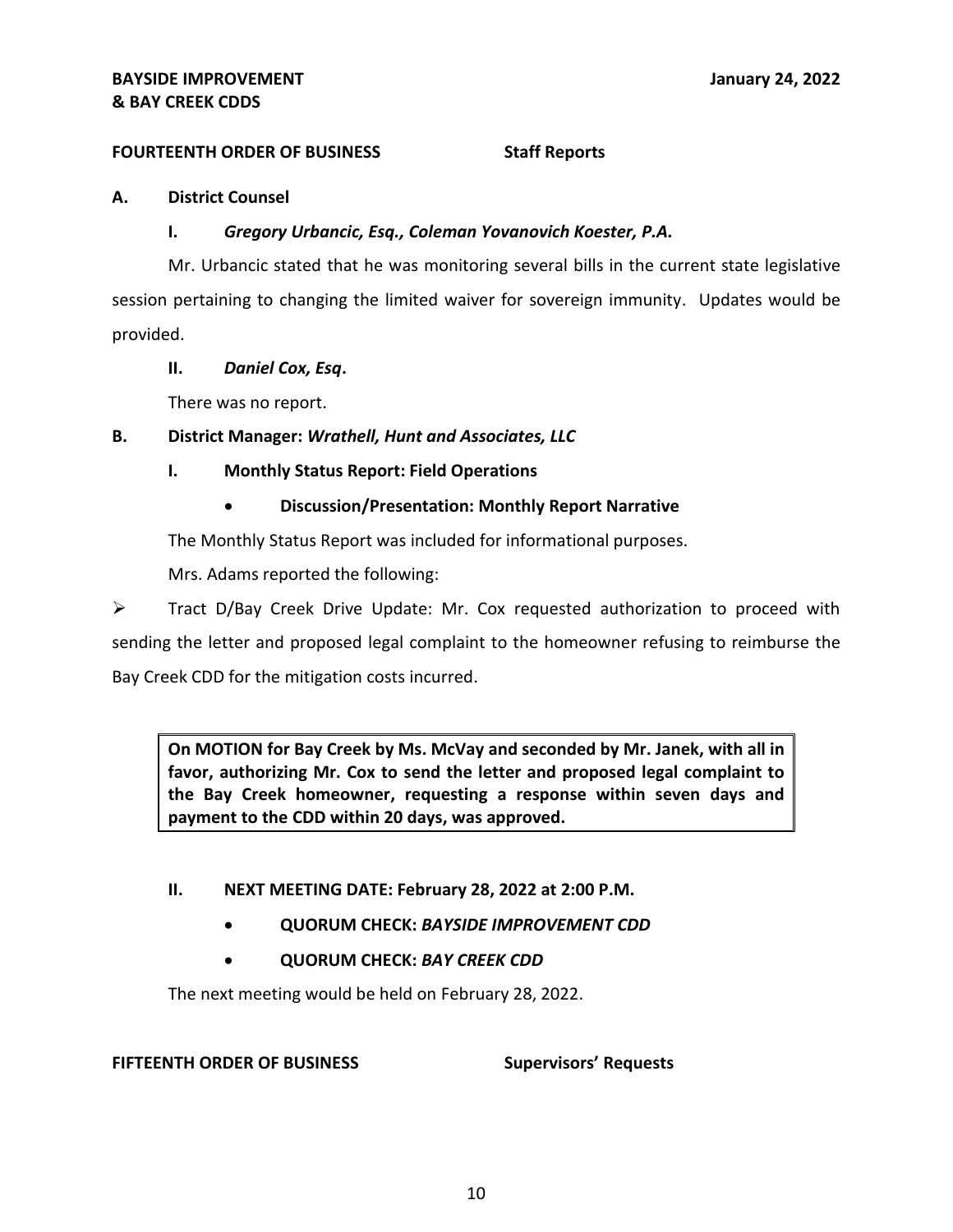**FOURTEENTH ORDER OF BUSINESS** **Staff Reports**

**A. District Counsel**

**I. *Gregory Urbancic, Esq., Coleman Yovanovich Koester, P.A.***

Mr. Urbancic stated that he was monitoring several bills in the current state legislative session pertaining to changing the limited waiver for sovereign immunity. Updates would be provided.

**II. *Daniel Cox, Esq*.**

There was no report.

**B. District Manager: *Wrathell, Hunt and Associates, LLC***

**I. Monthly Status Report: Field Operations**

- **Discussion/Presentation: Monthly Report Narrative**

The Monthly Status Report was included for informational purposes.

Mrs. Adams reported the following:

➢ Tract D/Bay Creek Drive Update: Mr. Cox requested authorization to proceed with sending the letter and proposed legal complaint to the homeowner refusing to reimburse the Bay Creek CDD for the mitigation costs incurred.

**On MOTION for Bay Creek by Ms. McVay and seconded by Mr. Janek, with all in favor, authorizing Mr. Cox to send the letter and proposed legal complaint to the Bay Creek homeowner, requesting a response within seven days and payment to the CDD within 20 days, was approved.**

**II. NEXT MEETING DATE: February 28, 2022 at 2:00 P.M.**

- **QUORUM CHECK: *BAYSIDE IMPROVEMENT CDD***
- **QUORUM CHECK: *BAY CREEK CDD***

The next meeting would be held on February 28, 2022.

**FIFTEENTH ORDER OF BUSINESS** **Supervisors' Requests**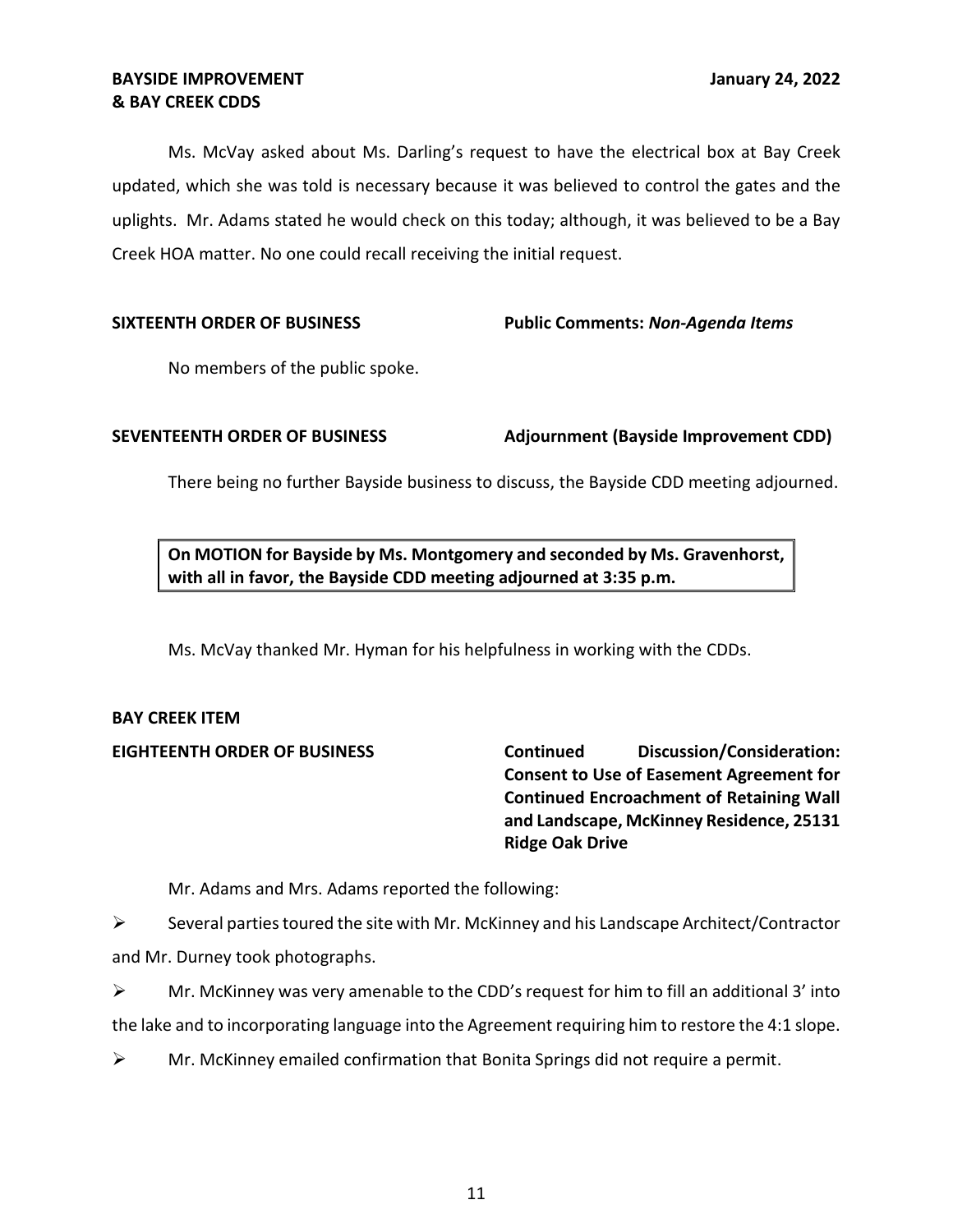Ms. McVay asked about Ms. Darling's request to have the electrical box at Bay Creek updated, which she was told is necessary because it was believed to control the gates and the uplights. Mr. Adams stated he would check on this today; although, it was believed to be a Bay Creek HOA matter. No one could recall receiving the initial request.

**SIXTEENTH ORDER OF BUSINESS** **Public Comments: *Non-Agenda Items***

No members of the public spoke.

**SEVENTEENTH ORDER OF BUSINESS** **Adjournment (Bayside Improvement CDD)**

There being no further Bayside business to discuss, the Bayside CDD meeting adjourned.

> **On MOTION for Bayside by Ms. Montgomery and seconded by Ms. Gravenhorst, with all in favor, the Bayside CDD meeting adjourned at 3:35 p.m.**

Ms. McVay thanked Mr. Hyman for his helpfulness in working with the CDDs.

**BAY CREEK ITEM**

**EIGHTEENTH ORDER OF BUSINESS** **Continued Discussion/Consideration: Consent to Use of Easement Agreement for Continued Encroachment of Retaining Wall and Landscape, McKinney Residence, 25131 Ridge Oak Drive**

Mr. Adams and Mrs. Adams reported the following:

- Several parties toured the site with Mr. McKinney and his Landscape Architect/Contractor and Mr. Durney took photographs.
- Mr. McKinney was very amenable to the CDD's request for him to fill an additional 3' into the lake and to incorporating language into the Agreement requiring him to restore the 4:1 slope.
- Mr. McKinney emailed confirmation that Bonita Springs did not require a permit.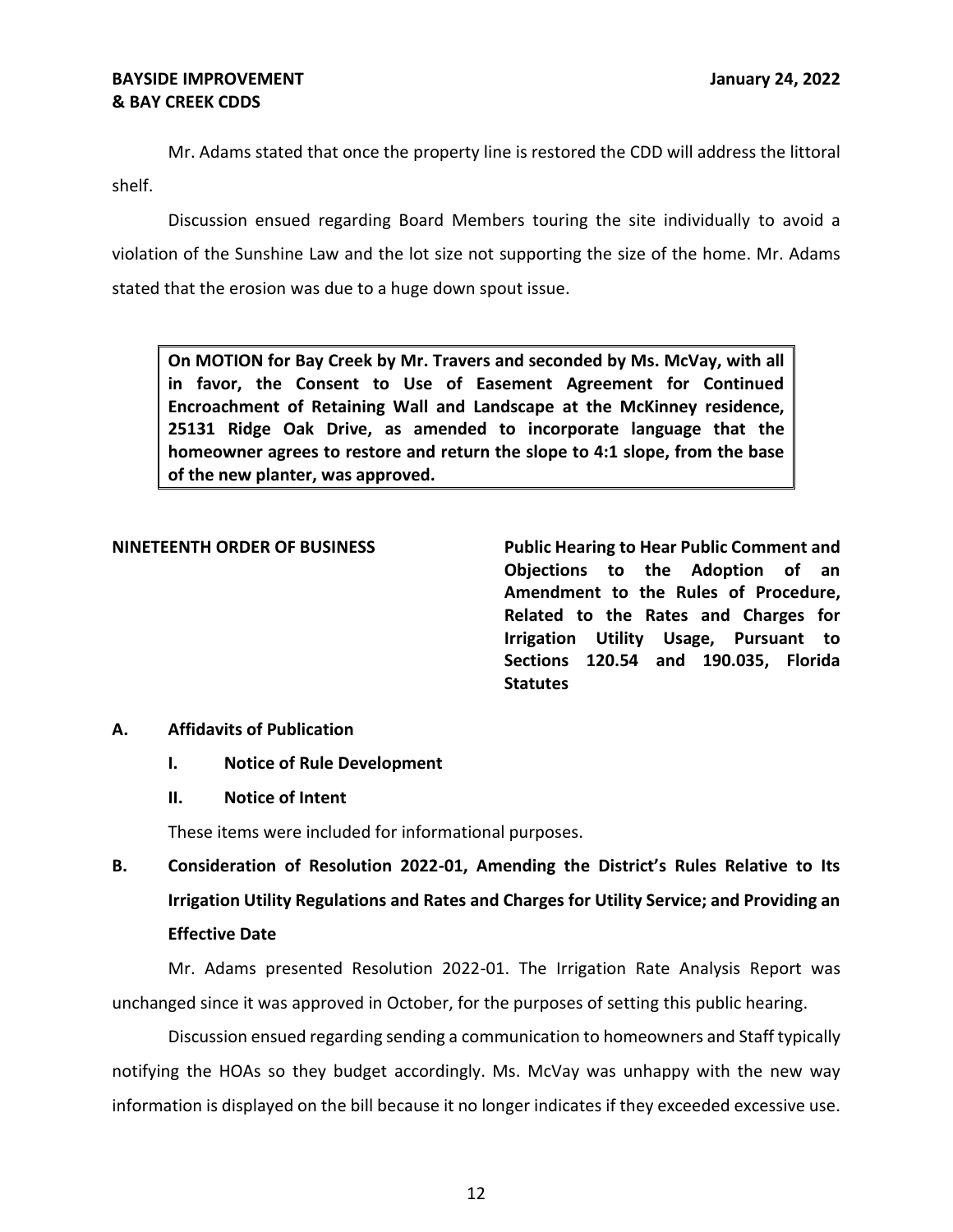Mr. Adams stated that once the property line is restored the CDD will address the littoral shelf.

Discussion ensued regarding Board Members touring the site individually to avoid a violation of the Sunshine Law and the lot size not supporting the size of the home. Mr. Adams stated that the erosion was due to a huge down spout issue.

> **On MOTION for Bay Creek by Mr. Travers and seconded by Ms. McVay, with all in favor, the Consent to Use of Easement Agreement for Continued Encroachment of Retaining Wall and Landscape at the McKinney residence, 25131 Ridge Oak Drive, as amended to incorporate language that the homeowner agrees to restore and return the slope to 4:1 slope, from the base of the new planter, was approved.**

**NINETEENTH ORDER OF BUSINESS** **Public Hearing to Hear Public Comment and Objections to the Adoption of an Amendment to the Rules of Procedure, Related to the Rates and Charges for Irrigation Utility Usage, Pursuant to Sections 120.54 and 190.035, Florida Statutes**

**A. Affidavits of Publication**

- **I. Notice of Rule Development**
- **II. Notice of Intent**

These items were included for informational purposes.

**B. Consideration of Resolution 2022-01, Amending the District's Rules Relative to Its Irrigation Utility Regulations and Rates and Charges for Utility Service; and Providing an Effective Date**

Mr. Adams presented Resolution 2022-01. The Irrigation Rate Analysis Report was unchanged since it was approved in October, for the purposes of setting this public hearing.

Discussion ensued regarding sending a communication to homeowners and Staff typically notifying the HOAs so they budget accordingly. Ms. McVay was unhappy with the new way information is displayed on the bill because it no longer indicates if they exceeded excessive use.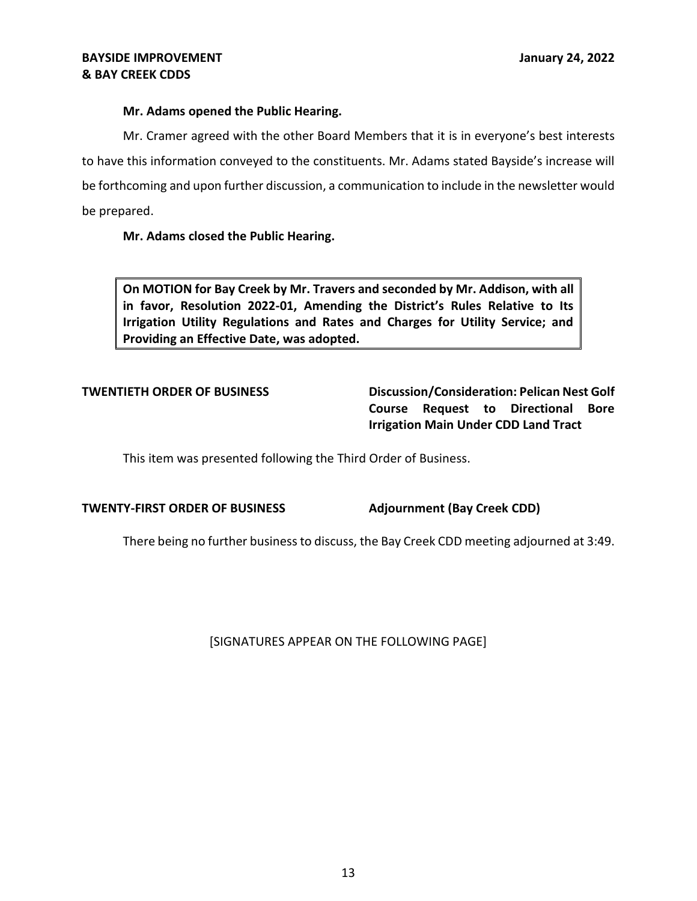**Mr. Adams opened the Public Hearing.**

Mr. Cramer agreed with the other Board Members that it is in everyone's best interests to have this information conveyed to the constituents. Mr. Adams stated Bayside's increase will be forthcoming and upon further discussion, a communication to include in the newsletter would be prepared.

**Mr. Adams closed the Public Hearing.**

> **On MOTION for Bay Creek by Mr. Travers and seconded by Mr. Addison, with all in favor, Resolution 2022-01, Amending the District's Rules Relative to Its Irrigation Utility Regulations and Rates and Charges for Utility Service; and Providing an Effective Date, was adopted.**

**TWENTIETH ORDER OF BUSINESS** **Discussion/Consideration: Pelican Nest Golf Course Request to Directional Bore Irrigation Main Under CDD Land Tract**

This item was presented following the Third Order of Business.

**TWENTY-FIRST ORDER OF BUSINESS** **Adjournment (Bay Creek CDD)**

There being no further business to discuss, the Bay Creek CDD meeting adjourned at 3:49.

[SIGNATURES APPEAR ON THE FOLLOWING PAGE]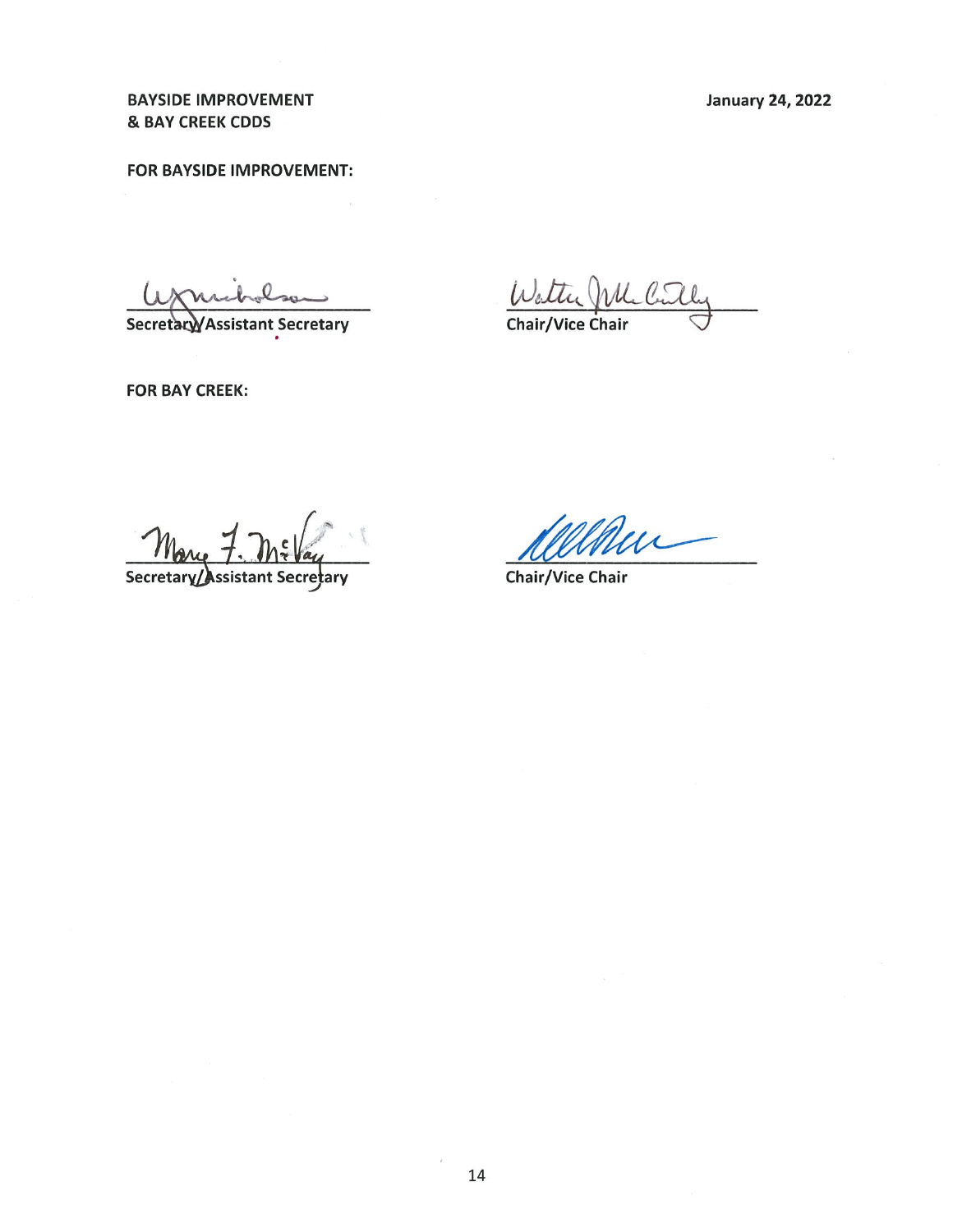**BAYSIDE IMPROVEMENT & BAY CREEK CDDS**

**January 24, 2022**

**FOR BAYSIDE IMPROVEMENT:**

\_\_\_\_\_\_\_\_\_\_\_\_\_\_\_\_\_\_\_\_\_\_\_\_\_\_\_\_
Secretary/Assistant Secretary

\_\_\_\_\_\_\_\_\_\_\_\_\_\_\_\_\_\_\_\_\_\_\_\_\_\_\_\_
Chair/Vice Chair

**FOR BAY CREEK:**

\_\_\_\_\_\_\_\_\_\_\_\_\_\_\_\_\_\_\_\_\_\_\_\_\_\_\_\_
Secretary/Assistant Secretary

\_\_\_\_\_\_\_\_\_\_\_\_\_\_\_\_\_\_\_\_\_\_\_\_\_\_\_\_
Chair/Vice Chair